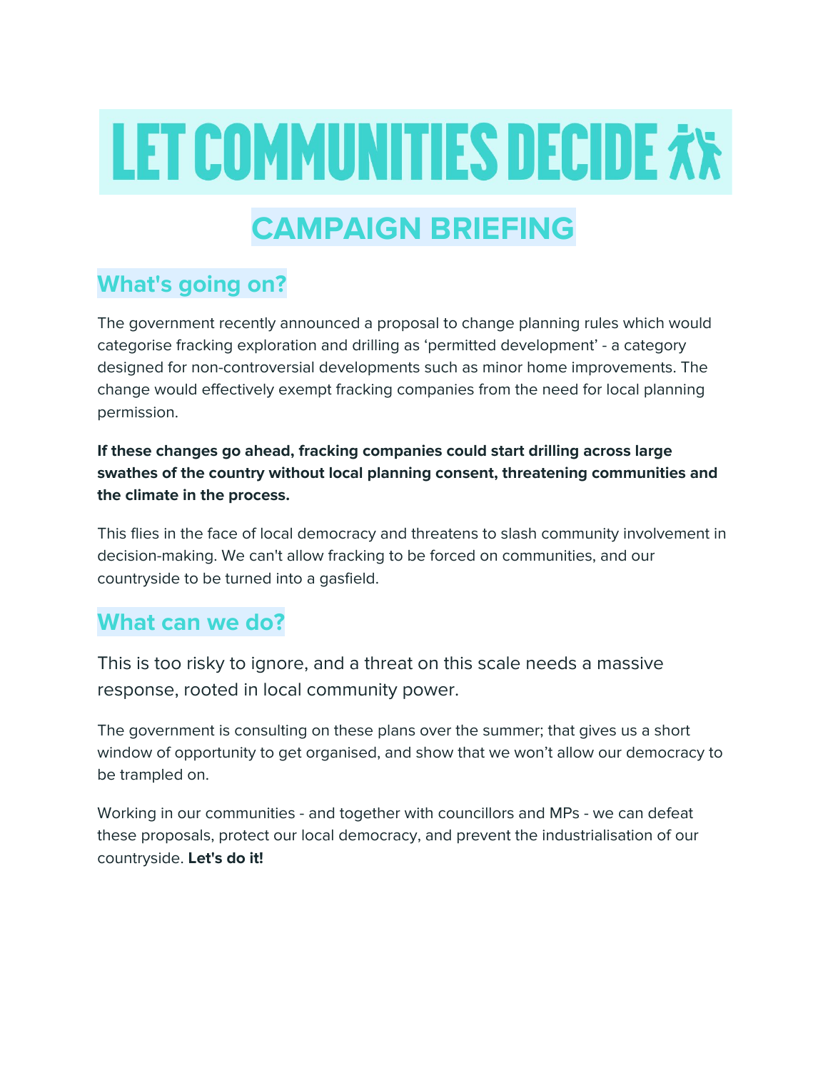# LET COMMUNITIES DECIDE

## CAMPAIGN BRIEFING

### What's going on?

The government recently announced a proposal to change planning rules which would categorise fracking exploration and drilling as 'permitted development' - a category designed for non-controversial developments such as minor home improvements. The change would effectively exempt fracking companies from the need for local planning permission.

**If these changes go ahead, fracking companies could start drilling across large swathes of the country without local planning consent, threatening communities and the climate in the process.**

This flies in the face of local democracy and threatens to slash community involvement in decision-making. We can't allow fracking to be forced on communities, and our countryside to be turned into a gasfield.

### What can we do?

This is too risky to ignore, and a threat on this scale needs a massive response, rooted in local community power.

The government is consulting on these plans over the summer; that gives us a short window of opportunity to get organised, and show that we won't allow our democracy to be trampled on.

Working in our communities - and together with councillors and MPs - we can defeat these proposals, protect our local democracy, and prevent the industrialisation of our countryside. **Let's do it!**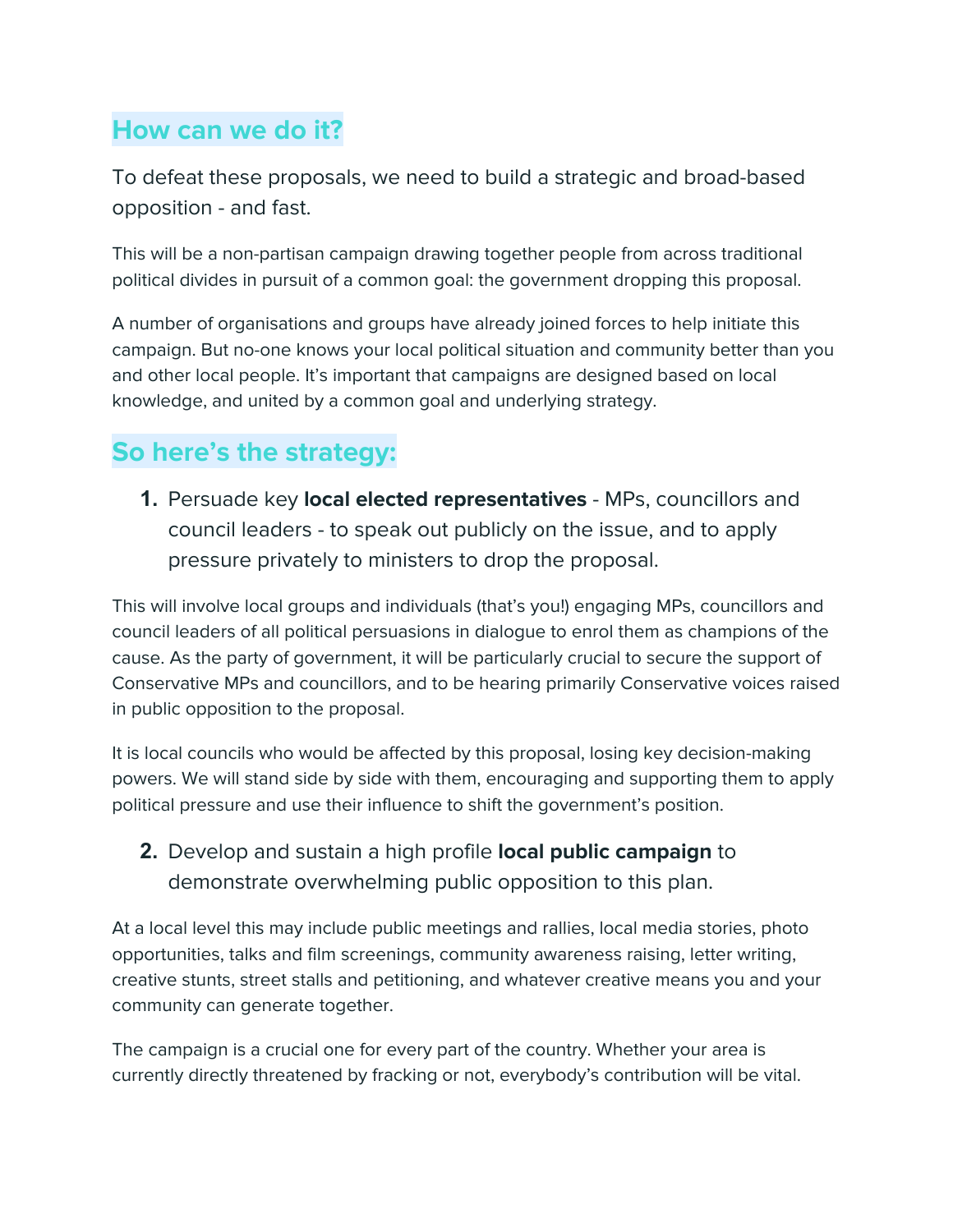## How can we do it?

To defeat these proposals, we need to build a strategic and broad-based opposition - and fast.

This will be a non-partisan campaign drawing together people from across traditional political divides in pursuit of a common goal: the government dropping this proposal.

A number of organisations and groups have already joined forces to help initiate this campaign. But no-one knows your local political situation and community better than you and other local people. It's important that campaigns are designed based on local knowledge, and united by a common goal and underlying strategy.

## So here's the strategy:

1. Persuade key **local elected representatives** - MPs, councillors and council leaders - to speak out publicly on the issue, and to apply pressure privately to ministers to drop the proposal.

This will involve local groups and individuals (that's you!) engaging MPs, councillors and council leaders of all political persuasions in dialogue to enrol them as champions of the cause. As the party of government, it will be particularly crucial to secure the support of Conservative MPs and councillors, and to be hearing primarily Conservative voices raised in public opposition to the proposal.

It is local councils who would be affected by this proposal, losing key decision-making powers. We will stand side by side with them, encouraging and supporting them to apply political pressure and use their influence to shift the government's position.

2. Develop and sustain a high profile **local public campaign** to demonstrate overwhelming public opposition to this plan.

At a local level this may include public meetings and rallies, local media stories, photo opportunities, talks and film screenings, community awareness raising, letter writing, creative stunts, street stalls and petitioning, and whatever creative means you and your community can generate together.

The campaign is a crucial one for every part of the country. Whether your area is currently directly threatened by fracking or not, everybody's contribution will be vital.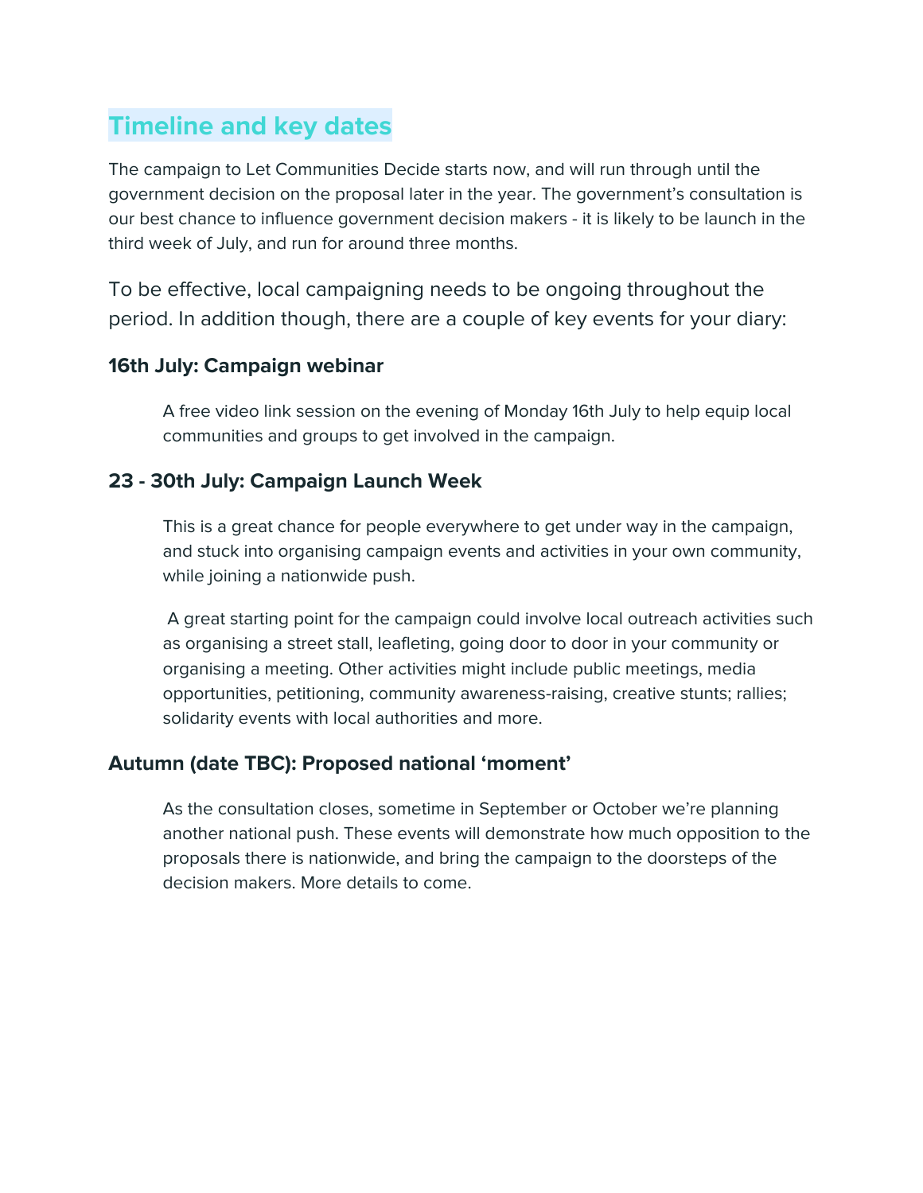## Timeline and key dates

The campaign to Let Communities Decide starts now, and will run through until the government decision on the proposal later in the year. The government's consultation is our best chance to influence government decision makers - it is likely to be launch in the third week of July, and run for around three months.

To be effective, local campaigning needs to be ongoing throughout the period. In addition though, there are a couple of key events for your diary:

### 16th July: Campaign webinar

A free video link session on the evening of Monday 16th July to help equip local communities and groups to get involved in the campaign.

### 23 - 30th July: Campaign Launch Week

This is a great chance for people everywhere to get under way in the campaign, and stuck into organising campaign events and activities in your own community, while joining a nationwide push.

A great starting point for the campaign could involve local outreach activities such as organising a street stall, leafleting, going door to door in your community or organising a meeting. Other activities might include public meetings, media opportunities, petitioning, community awareness-raising, creative stunts; rallies; solidarity events with local authorities and more.

### Autumn (date TBC): Proposed national 'moment'

As the consultation closes, sometime in September or October we're planning another national push. These events will demonstrate how much opposition to the proposals there is nationwide, and bring the campaign to the doorsteps of the decision makers. More details to come.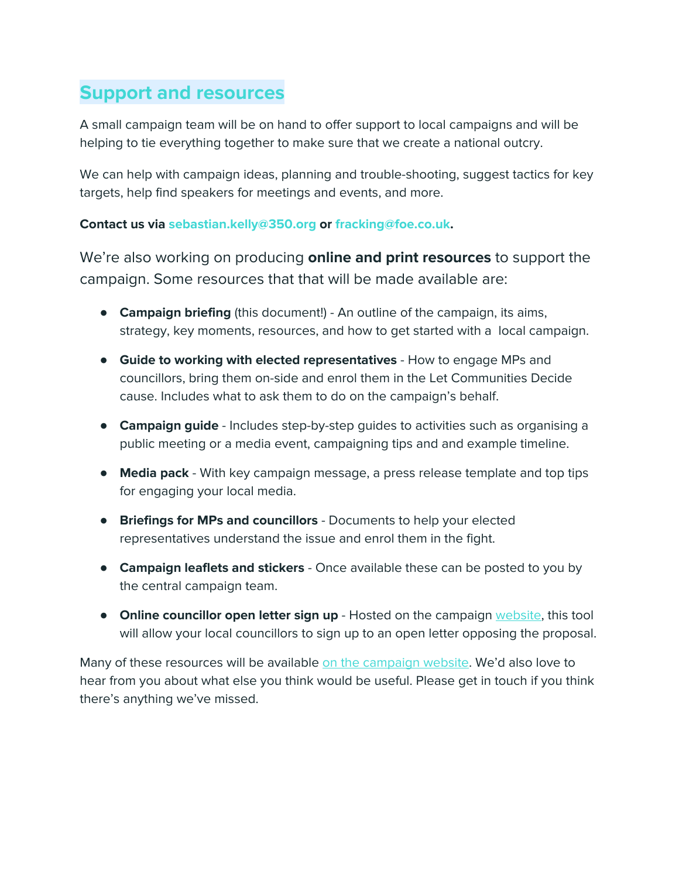## Support and resources

A small campaign team will be on hand to offer support to local campaigns and will be helping to tie everything together to make sure that we create a national outcry.

We can help with campaign ideas, planning and trouble-shooting, suggest tactics for key targets, help find speakers for meetings and events, and more.

**Contact us via sebastian.kelly@350.org or fracking@foe.co.uk.**

We're also working on producing **online and print resources** to support the campaign. Some resources that that will be made available are:

- **Campaign briefing** (this document!) - An outline of the campaign, its aims, strategy, key moments, resources, and how to get started with a local campaign.
- **Guide to working with elected representatives** - How to engage MPs and councillors, bring them on-side and enrol them in the Let Communities Decide cause. Includes what to ask them to do on the campaign's behalf.
- **Campaign guide** - Includes step-by-step guides to activities such as organising a public meeting or a media event, campaigning tips and and example timeline.
- **Media pack** - With key campaign message, a press release template and top tips for engaging your local media.
- **Briefings for MPs and councillors** - Documents to help your elected representatives understand the issue and enrol them in the fight.
- **Campaign leaflets and stickers** - Once available these can be posted to you by the central campaign team.
- **Online councillor open letter sign up** - Hosted on the campaign website, this tool will allow your local councillors to sign up to an open letter opposing the proposal.

Many of these resources will be available on the campaign website. We'd also love to hear from you about what else you think would be useful. Please get in touch if you think there's anything we've missed.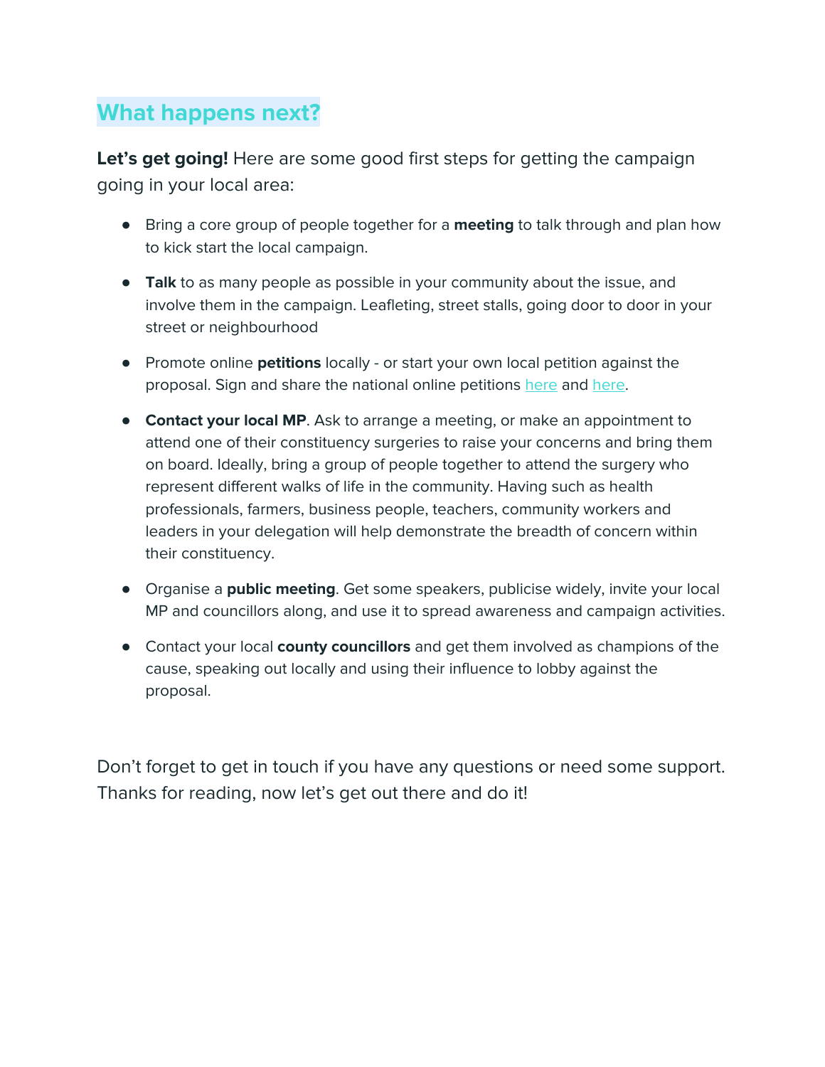## What happens next?

**Let's get going!** Here are some good first steps for getting the campaign going in your local area:

- Bring a core group of people together for a **meeting** to talk through and plan how to kick start the local campaign.
- **Talk** to as many people as possible in your community about the issue, and involve them in the campaign. Leafleting, street stalls, going door to door in your street or neighbourhood
- Promote online **petitions** locally - or start your own local petition against the proposal. Sign and share the national online petitions here and here.
- **Contact your local MP**. Ask to arrange a meeting, or make an appointment to attend one of their constituency surgeries to raise your concerns and bring them on board. Ideally, bring a group of people together to attend the surgery who represent different walks of life in the community. Having such as health professionals, farmers, business people, teachers, community workers and leaders in your delegation will help demonstrate the breadth of concern within their constituency.
- Organise a **public meeting**. Get some speakers, publicise widely, invite your local MP and councillors along, and use it to spread awareness and campaign activities.
- Contact your local **county councillors** and get them involved as champions of the cause, speaking out locally and using their influence to lobby against the proposal.

Don't forget to get in touch if you have any questions or need some support. Thanks for reading, now let's get out there and do it!